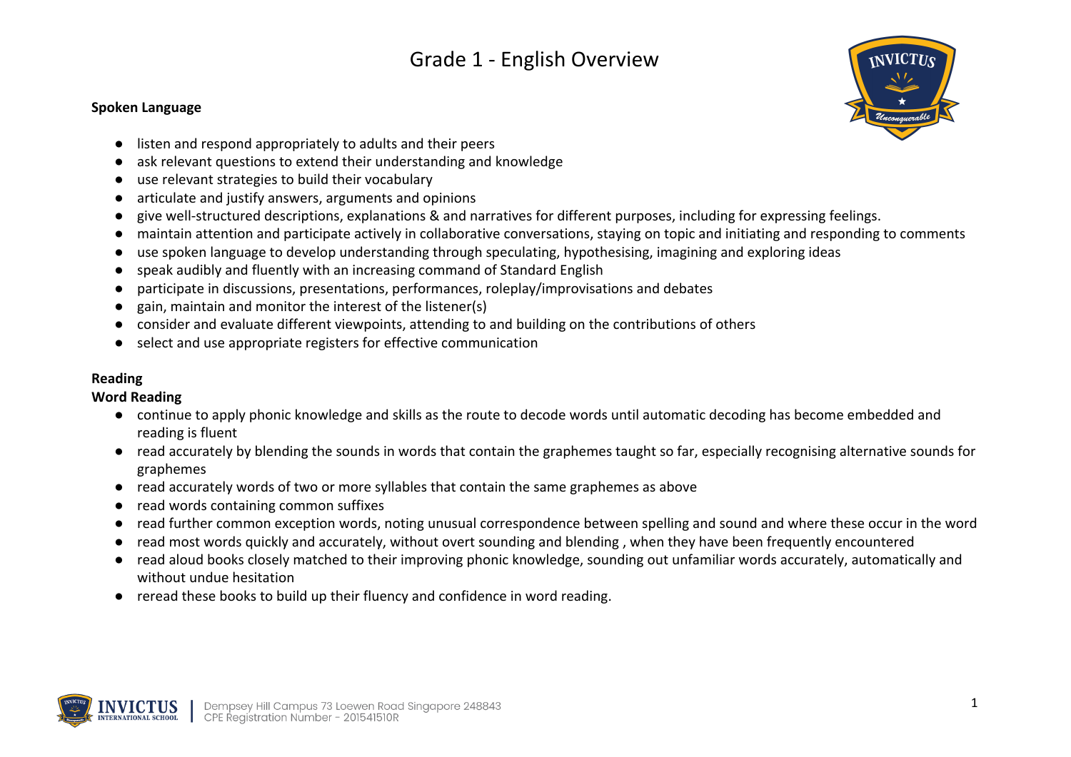# Grade 1 - English Overview

**Spoken Language**

- listen and respond appropriately to adults and their peers
- ask relevant questions to extend their understanding and knowledge
- use relevant strategies to build their vocabulary
- articulate and justify answers, arguments and opinions
- give well-structured descriptions, explanations & and narratives for different purposes, including for expressing feelings.
- maintain attention and participate actively in collaborative conversations, staying on topic and initiating and responding to comments
- use spoken language to develop understanding through speculating, hypothesising, imagining and exploring ideas
- speak audibly and fluently with an increasing command of Standard English
- participate in discussions, presentations, performances, roleplay/improvisations and debates
- gain, maintain and monitor the interest of the listener(s)
- consider and evaluate different viewpoints, attending to and building on the contributions of others
- select and use appropriate registers for effective communication

**Reading**

**Word Reading**

- continue to apply phonic knowledge and skills as the route to decode words until automatic decoding has become embedded and reading is fluent
- read accurately by blending the sounds in words that contain the graphemes taught so far, especially recognising alternative sounds for graphemes
- read accurately words of two or more syllables that contain the same graphemes as above
- read words containing common suffixes
- read further common exception words, noting unusual correspondence between spelling and sound and where these occur in the word
- read most words quickly and accurately, without overt sounding and blending , when they have been frequently encountered
- read aloud books closely matched to their improving phonic knowledge, sounding out unfamiliar words accurately, automatically and without undue hesitation
- reread these books to build up their fluency and confidence in word reading.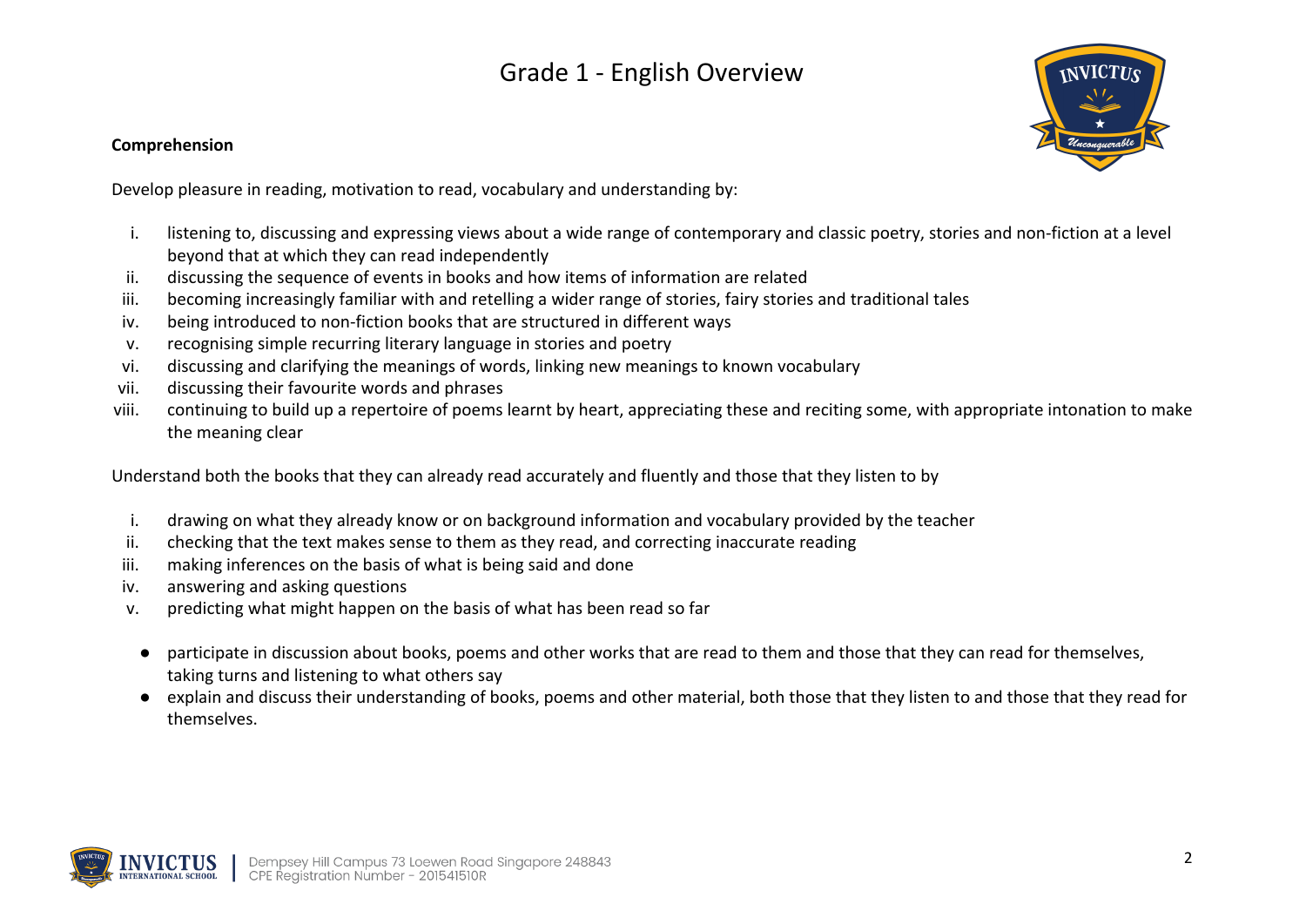# Grade 1 - English Overview

**Comprehension**

Develop pleasure in reading, motivation to read, vocabulary and understanding by:

i. listening to, discussing and expressing views about a wide range of contemporary and classic poetry, stories and non-fiction at a level beyond that at which they can read independently
ii. discussing the sequence of events in books and how items of information are related
iii. becoming increasingly familiar with and retelling a wider range of stories, fairy stories and traditional tales
iv. being introduced to non-fiction books that are structured in different ways
v. recognising simple recurring literary language in stories and poetry
vi. discussing and clarifying the meanings of words, linking new meanings to known vocabulary
vii. discussing their favourite words and phrases
viii. continuing to build up a repertoire of poems learnt by heart, appreciating these and reciting some, with appropriate intonation to make the meaning clear

Understand both the books that they can already read accurately and fluently and those that they listen to by

i. drawing on what they already know or on background information and vocabulary provided by the teacher
ii. checking that the text makes sense to them as they read, and correcting inaccurate reading
iii. making inferences on the basis of what is being said and done
iv. answering and asking questions
v. predicting what might happen on the basis of what has been read so far

- participate in discussion about books, poems and other works that are read to them and those that they can read for themselves, taking turns and listening to what others say
- explain and discuss their understanding of books, poems and other material, both those that they listen to and those that they read for themselves.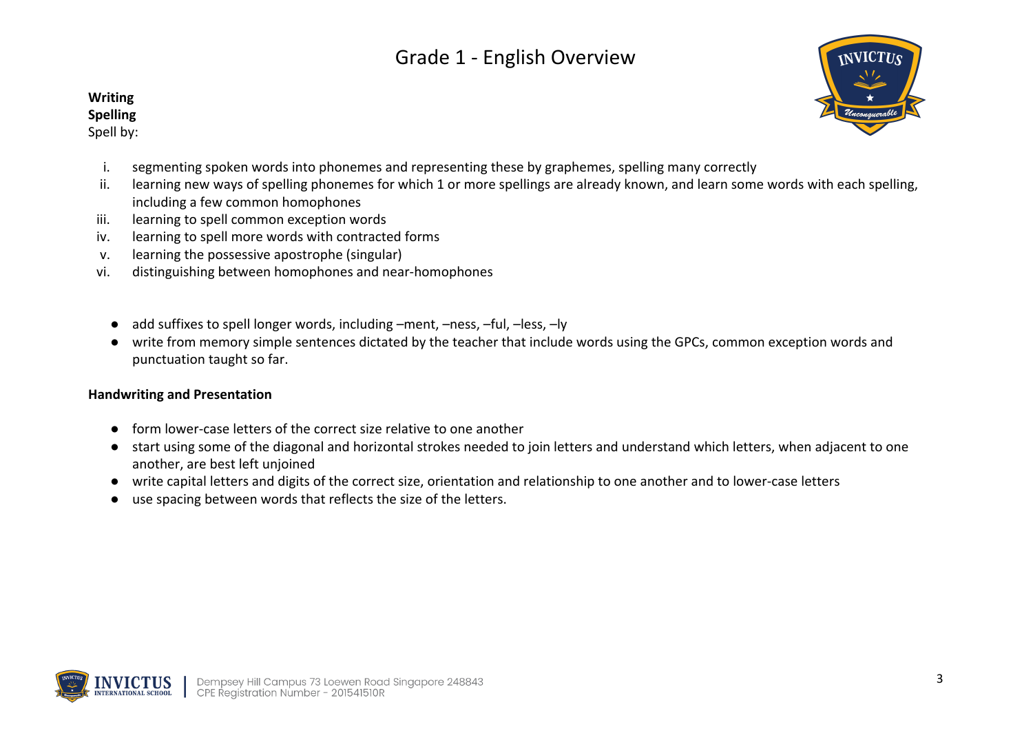# Grade 1 - English Overview

**Writing**
**Spelling**
Spell by:

i. segmenting spoken words into phonemes and representing these by graphemes, spelling many correctly
ii. learning new ways of spelling phonemes for which 1 or more spellings are already known, and learn some words with each spelling, including a few common homophones
iii. learning to spell common exception words
iv. learning to spell more words with contracted forms
v. learning the possessive apostrophe (singular)
vi. distinguishing between homophones and near-homophones

- add suffixes to spell longer words, including –ment, –ness, –ful, –less, –ly
- write from memory simple sentences dictated by the teacher that include words using the GPCs, common exception words and punctuation taught so far.

**Handwriting and Presentation**

- form lower-case letters of the correct size relative to one another
- start using some of the diagonal and horizontal strokes needed to join letters and understand which letters, when adjacent to one another, are best left unjoined
- write capital letters and digits of the correct size, orientation and relationship to one another and to lower-case letters
- use spacing between words that reflects the size of the letters.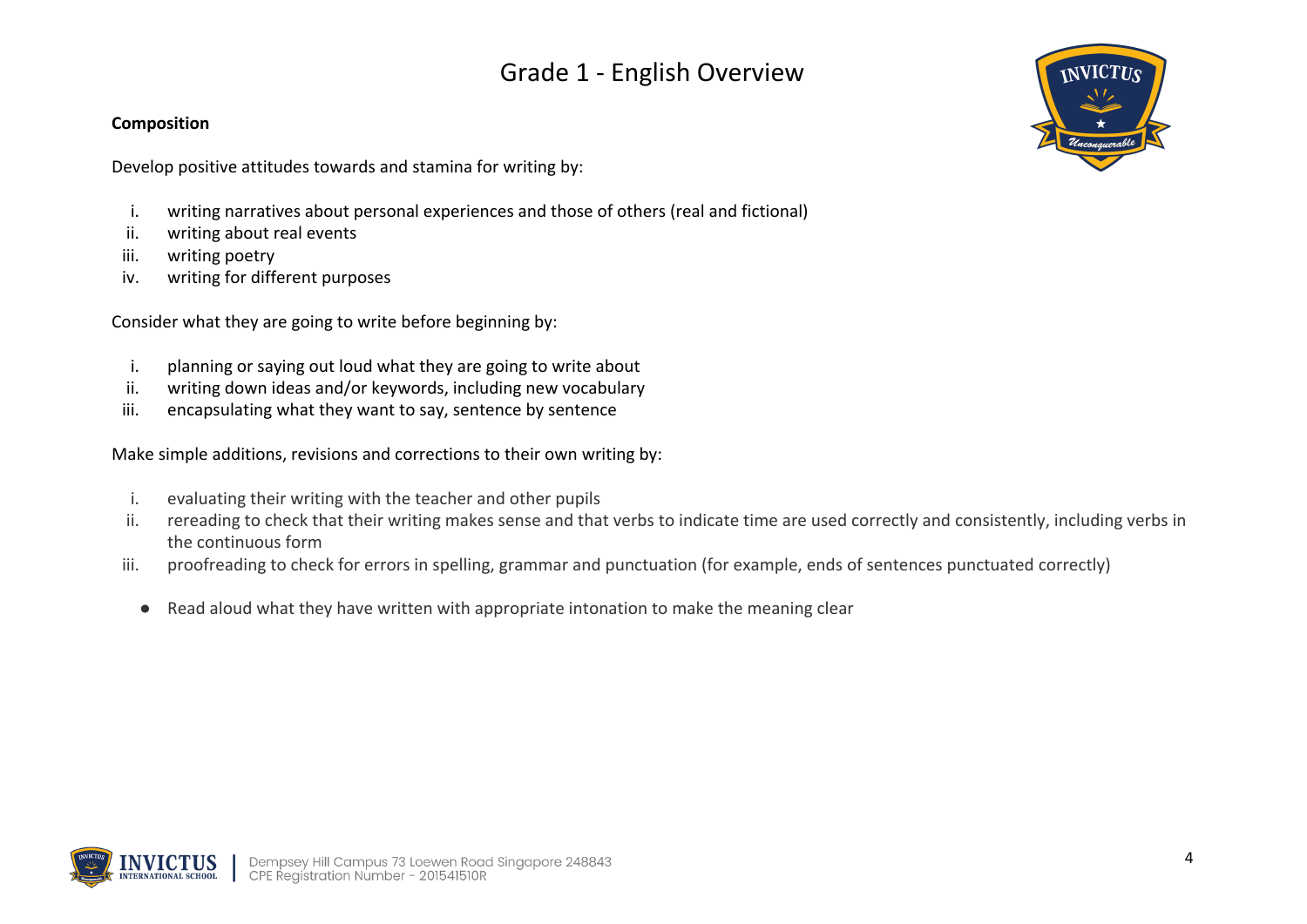# Grade 1 - English Overview

**Composition**

Develop positive attitudes towards and stamina for writing by:

i. writing narratives about personal experiences and those of others (real and fictional)
ii. writing about real events
iii. writing poetry
iv. writing for different purposes

Consider what they are going to write before beginning by:

i. planning or saying out loud what they are going to write about
ii. writing down ideas and/or keywords, including new vocabulary
iii. encapsulating what they want to say, sentence by sentence

Make simple additions, revisions and corrections to their own writing by:

i. evaluating their writing with the teacher and other pupils
ii. rereading to check that their writing makes sense and that verbs to indicate time are used correctly and consistently, including verbs in the continuous form
iii. proofreading to check for errors in spelling, grammar and punctuation (for example, ends of sentences punctuated correctly)

- Read aloud what they have written with appropriate intonation to make the meaning clear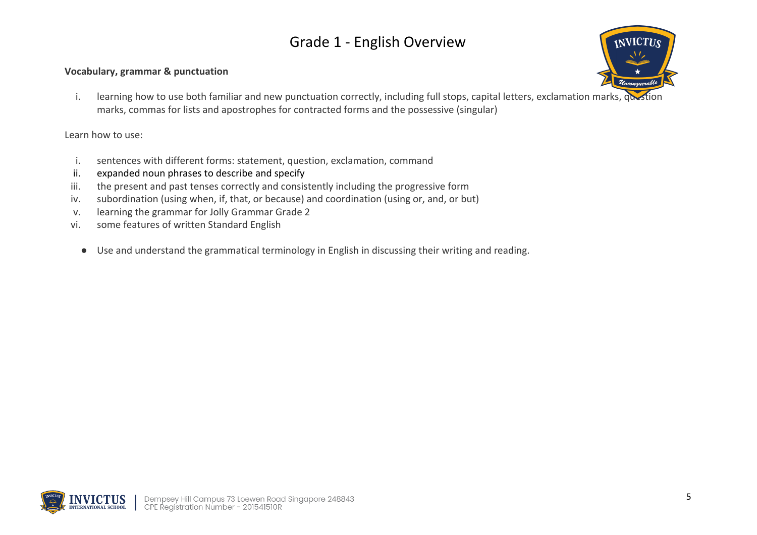# Grade 1 - English Overview

**Vocabulary, grammar & punctuation**

i. learning how to use both familiar and new punctuation correctly, including full stops, capital letters, exclamation marks, question marks, commas for lists and apostrophes for contracted forms and the possessive (singular)

Learn how to use:

i. sentences with different forms: statement, question, exclamation, command
ii. expanded noun phrases to describe and specify
iii. the present and past tenses correctly and consistently including the progressive form
iv. subordination (using when, if, that, or because) and coordination (using or, and, or but)
v. learning the grammar for Jolly Grammar Grade 2
vi. some features of written Standard English

- Use and understand the grammatical terminology in English in discussing their writing and reading.